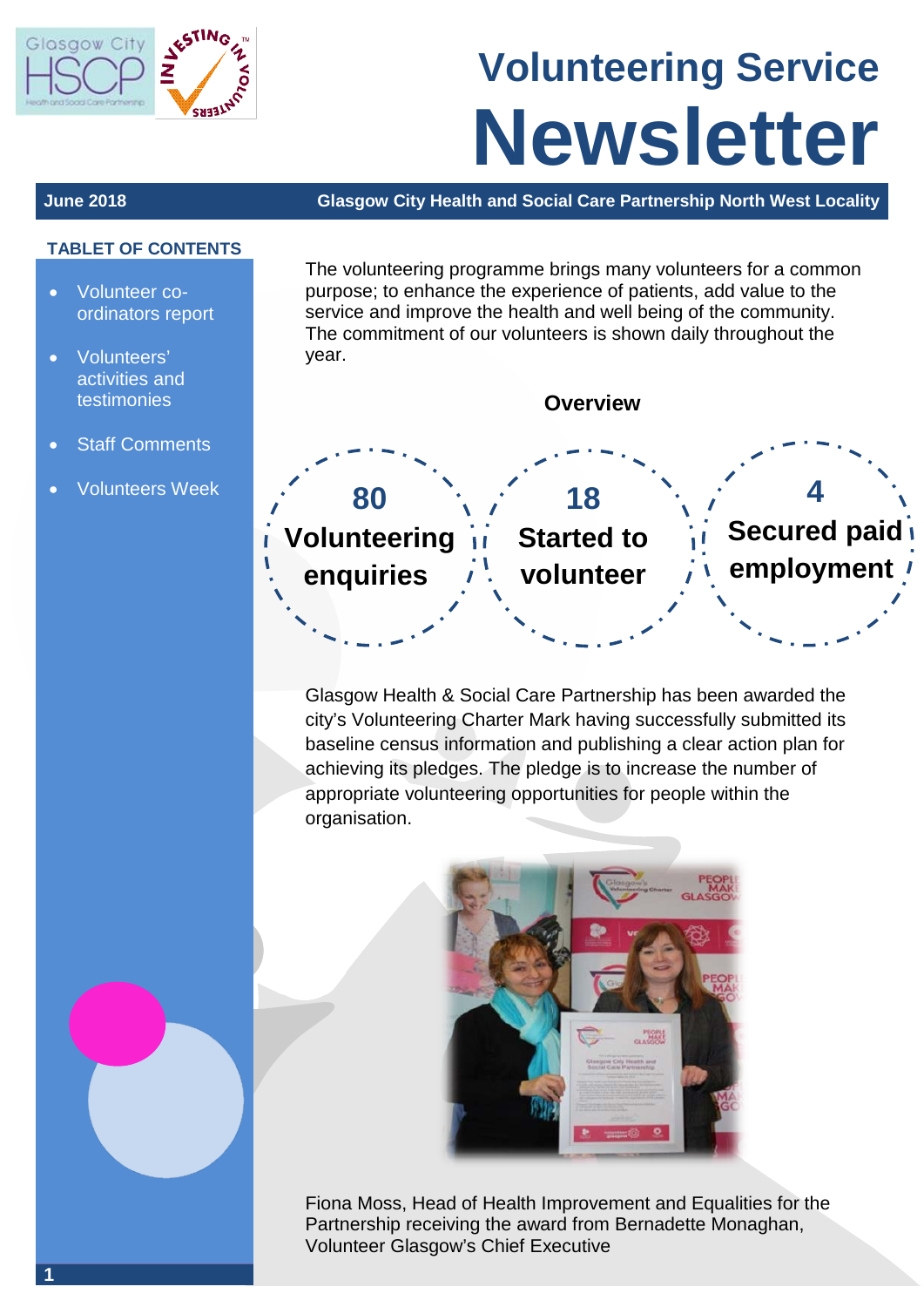# Volunteering Service Newsletter

**June 2018** — **Glasgow City Health and Social Care Partnership North West Locality**

### TABLET OF CONTENTS

- Volunteer co-ordinators report
- Volunteers' activities and testimonies
- Staff Comments
- Volunteers Week

The volunteering programme brings many volunteers for a common purpose; to enhance the experience of patients, add value to the service and improve the health and well being of the community. The commitment of our volunteers is shown daily throughout the year.

**Overview**

- **80** Volunteering enquiries
- **18** Started to volunteer
- **4** Secured paid employment

Glasgow Health & Social Care Partnership has been awarded the city's Volunteering Charter Mark having successfully submitted its baseline census information and publishing a clear action plan for achieving its pledges. The pledge is to increase the number of appropriate volunteering opportunities for people within the organisation.

Fiona Moss, Head of Health Improvement and Equalities for the Partnership receiving the award from Bernadette Monaghan, Volunteer Glasgow's Chief Executive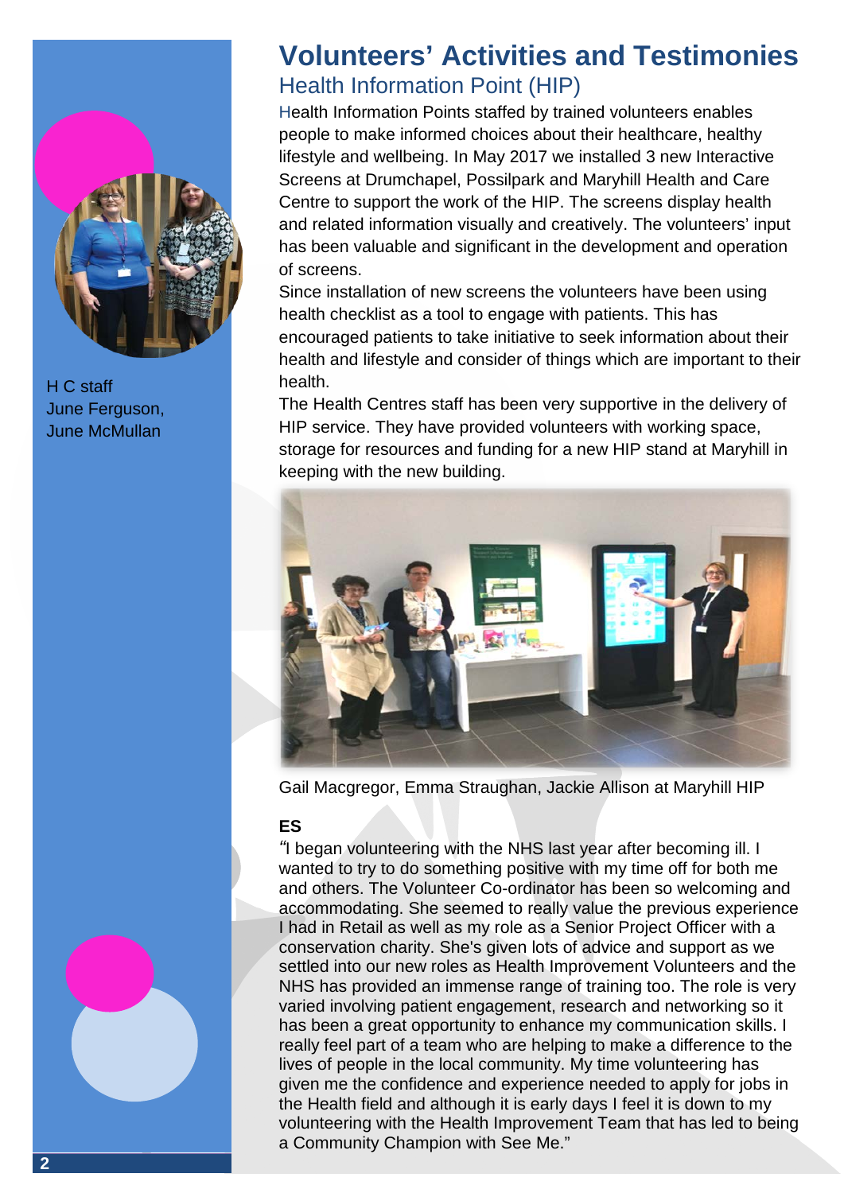# Volunteers' Activities and Testimonies

## Health Information Point (HIP)

H C staff
June Ferguson,
June McMullan

Health Information Points staffed by trained volunteers enables people to make informed choices about their healthcare, healthy lifestyle and wellbeing. In May 2017 we installed 3 new Interactive Screens at Drumchapel, Possilpark and Maryhill Health and Care Centre to support the work of the HIP. The screens display health and related information visually and creatively. The volunteers' input has been valuable and significant in the development and operation of screens.

Since installation of new screens the volunteers have been using health checklist as a tool to engage with patients. This has encouraged patients to take initiative to seek information about their health and lifestyle and consider of things which are important to their health.

The Health Centres staff has been very supportive in the delivery of HIP service. They have provided volunteers with working space, storage for resources and funding for a new HIP stand at Maryhill in keeping with the new building.

Gail Macgregor, Emma Straughan, Jackie Allison at Maryhill HIP

**ES**

"I began volunteering with the NHS last year after becoming ill. I wanted to try to do something positive with my time off for both me and others. The Volunteer Co-ordinator has been so welcoming and accommodating. She seemed to really value the previous experience I had in Retail as well as my role as a Senior Project Officer with a conservation charity. She's given lots of advice and support as we settled into our new roles as Health Improvement Volunteers and the NHS has provided an immense range of training too. The role is very varied involving patient engagement, research and networking so it has been a great opportunity to enhance my communication skills. I really feel part of a team who are helping to make a difference to the lives of people in the local community. My time volunteering has given me the confidence and experience needed to apply for jobs in the Health field and although it is early days I feel it is down to my volunteering with the Health Improvement Team that has led to being a Community Champion with See Me."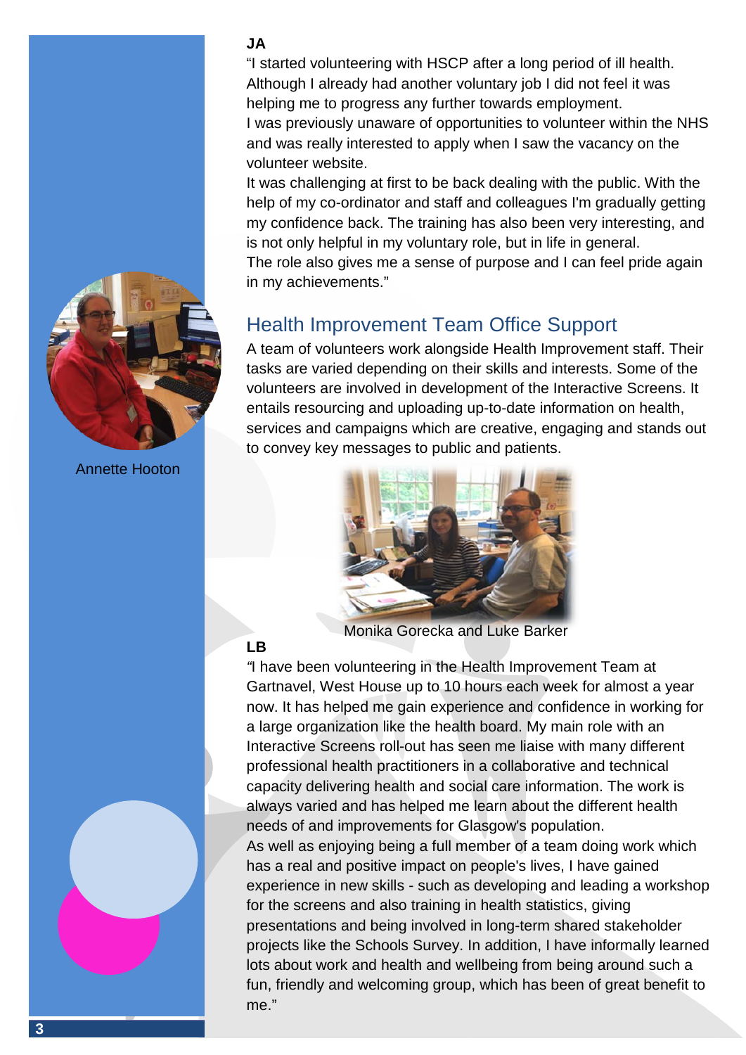**JA**

"I started volunteering with HSCP after a long period of ill health. Although I already had another voluntary job I did not feel it was helping me to progress any further towards employment.
I was previously unaware of opportunities to volunteer within the NHS and was really interested to apply when I saw the vacancy on the volunteer website.
It was challenging at first to be back dealing with the public. With the help of my co-ordinator and staff and colleagues I'm gradually getting my confidence back. The training has also been very interesting, and is not only helpful in my voluntary role, but in life in general.
The role also gives me a sense of purpose and I can feel pride again in my achievements."

Annette Hooton

## Health Improvement Team Office Support

A team of volunteers work alongside Health Improvement staff. Their tasks are varied depending on their skills and interests. Some of the volunteers are involved in development of the Interactive Screens. It entails resourcing and uploading up-to-date information on health, services and campaigns which are creative, engaging and stands out to convey key messages to public and patients.

Monika Gorecka and Luke Barker

**LB**

"I have been volunteering in the Health Improvement Team at Gartnavel, West House up to 10 hours each week for almost a year now. It has helped me gain experience and confidence in working for a large organization like the health board. My main role with an Interactive Screens roll-out has seen me liaise with many different professional health practitioners in a collaborative and technical capacity delivering health and social care information. The work is always varied and has helped me learn about the different health needs of and improvements for Glasgow's population.
As well as enjoying being a full member of a team doing work which has a real and positive impact on people's lives, I have gained experience in new skills - such as developing and leading a workshop for the screens and also training in health statistics, giving presentations and being involved in long-term shared stakeholder projects like the Schools Survey. In addition, I have informally learned lots about work and health and wellbeing from being around such a fun, friendly and welcoming group, which has been of great benefit to me."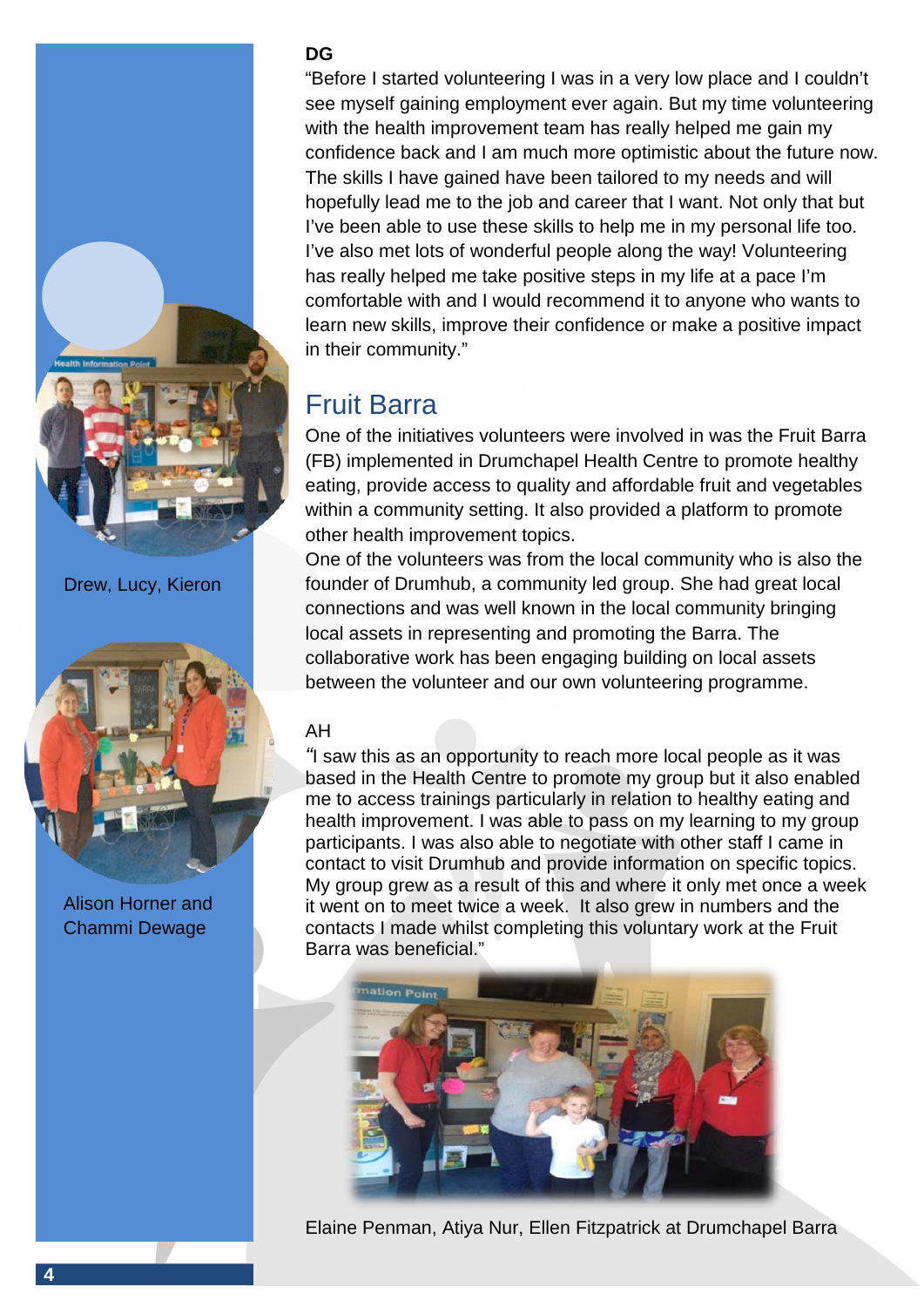**DG**

"Before I started volunteering I was in a very low place and I couldn't see myself gaining employment ever again. But my time volunteering with the health improvement team has really helped me gain my confidence back and I am much more optimistic about the future now. The skills I have gained have been tailored to my needs and will hopefully lead me to the job and career that I want. Not only that but I've been able to use these skills to help me in my personal life too. I've also met lots of wonderful people along the way! Volunteering has really helped me take positive steps in my life at a pace I'm comfortable with and I would recommend it to anyone who wants to learn new skills, improve their confidence or make a positive impact in their community."

Drew, Lucy, Kieron

## Fruit Barra

One of the initiatives volunteers were involved in was the Fruit Barra (FB) implemented in Drumchapel Health Centre to promote healthy eating, provide access to quality and affordable fruit and vegetables within a community setting. It also provided a platform to promote other health improvement topics.

One of the volunteers was from the local community who is also the founder of Drumhub, a community led group. She had great local connections and was well known in the local community bringing local assets in representing and promoting the Barra. The collaborative work has been engaging building on local assets between the volunteer and our own volunteering programme.

Alison Horner and Chammi Dewage

AH

"I saw this as an opportunity to reach more local people as it was based in the Health Centre to promote my group but it also enabled me to access trainings particularly in relation to healthy eating and health improvement. I was able to pass on my learning to my group participants. I was also able to negotiate with other staff I came in contact to visit Drumhub and provide information on specific topics. My group grew as a result of this and where it only met once a week it went on to meet twice a week. It also grew in numbers and the contacts I made whilst completing this voluntary work at the Fruit Barra was beneficial."

Elaine Penman, Atiya Nur, Ellen Fitzpatrick at Drumchapel Barra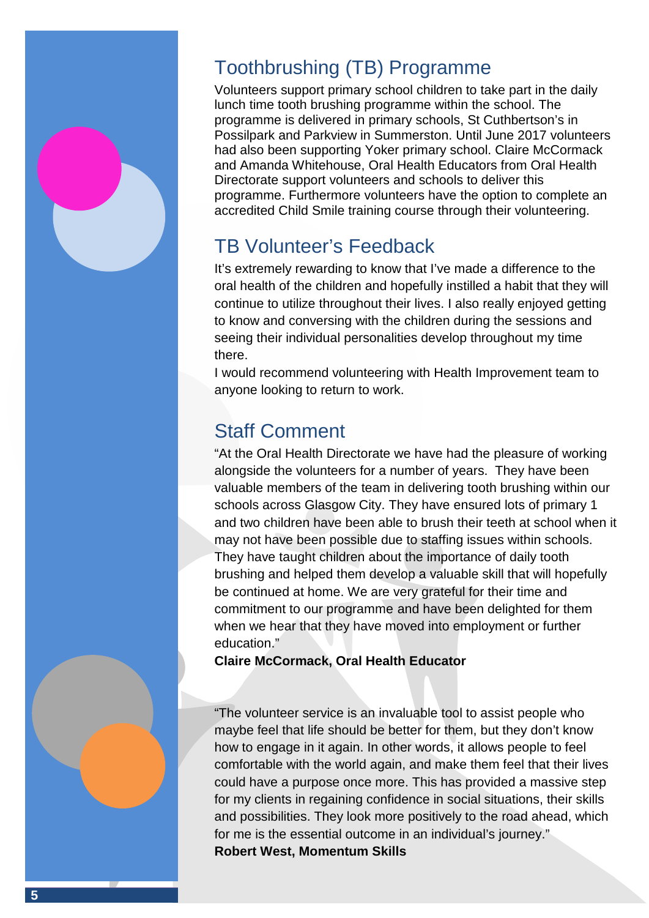## Toothbrushing (TB) Programme

Volunteers support primary school children to take part in the daily lunch time tooth brushing programme within the school. The programme is delivered in primary schools, St Cuthbertson's in Possilpark and Parkview in Summerston. Until June 2017 volunteers had also been supporting Yoker primary school. Claire McCormack and Amanda Whitehouse, Oral Health Educators from Oral Health Directorate support volunteers and schools to deliver this programme. Furthermore volunteers have the option to complete an accredited Child Smile training course through their volunteering.

## TB Volunteer's Feedback

It's extremely rewarding to know that I've made a difference to the oral health of the children and hopefully instilled a habit that they will continue to utilize throughout their lives. I also really enjoyed getting to know and conversing with the children during the sessions and seeing their individual personalities develop throughout my time there.

I would recommend volunteering with Health Improvement team to anyone looking to return to work.

## Staff Comment

"At the Oral Health Directorate we have had the pleasure of working alongside the volunteers for a number of years. They have been valuable members of the team in delivering tooth brushing within our schools across Glasgow City. They have ensured lots of primary 1 and two children have been able to brush their teeth at school when it may not have been possible due to staffing issues within schools. They have taught children about the importance of daily tooth brushing and helped them develop a valuable skill that will hopefully be continued at home. We are very grateful for their time and commitment to our programme and have been delighted for them when we hear that they have moved into employment or further education."

**Claire McCormack, Oral Health Educator**

"The volunteer service is an invaluable tool to assist people who maybe feel that life should be better for them, but they don't know how to engage in it again. In other words, it allows people to feel comfortable with the world again, and make them feel that their lives could have a purpose once more. This has provided a massive step for my clients in regaining confidence in social situations, their skills and possibilities. They look more positively to the road ahead, which for me is the essential outcome in an individual's journey."

**Robert West, Momentum Skills**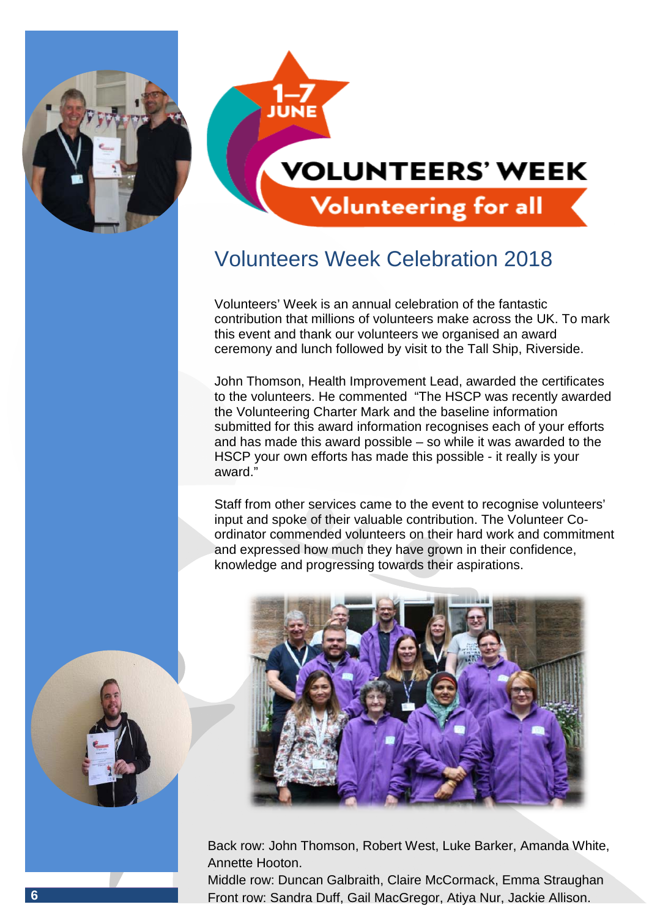# Volunteers Week Celebration 2018

Volunteers' Week is an annual celebration of the fantastic contribution that millions of volunteers make across the UK. To mark this event and thank our volunteers we organised an award ceremony and lunch followed by visit to the Tall Ship, Riverside.

John Thomson, Health Improvement Lead, awarded the certificates to the volunteers. He commented "The HSCP was recently awarded the Volunteering Charter Mark and the baseline information submitted for this award information recognises each of your efforts and has made this award possible – so while it was awarded to the HSCP your own efforts has made this possible - it really is your award."

Staff from other services came to the event to recognise volunteers' input and spoke of their valuable contribution. The Volunteer Co-ordinator commended volunteers on their hard work and commitment and expressed how much they have grown in their confidence, knowledge and progressing towards their aspirations.

Back row: John Thomson, Robert West, Luke Barker, Amanda White, Annette Hooton.
Middle row: Duncan Galbraith, Claire McCormack, Emma Straughan
Front row: Sandra Duff, Gail MacGregor, Atiya Nur, Jackie Allison.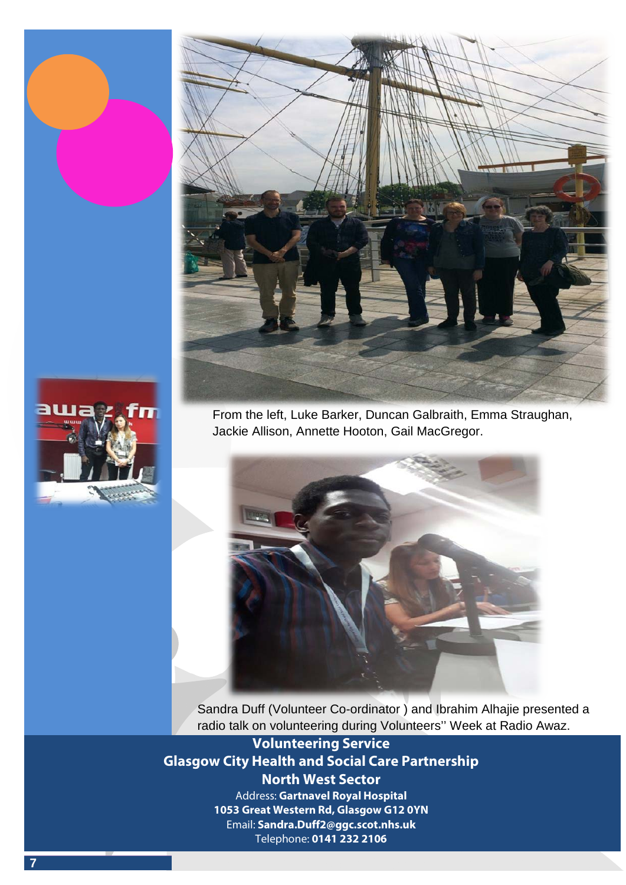From the left, Luke Barker, Duncan Galbraith, Emma Straughan, Jackie Allison, Annette Hooton, Gail MacGregor.

Sandra Duff (Volunteer Co-ordinator ) and Ibrahim Alhajie presented a radio talk on volunteering during Volunteers'' Week at Radio Awaz.

**Volunteering Service**
**Glasgow City Health and Social Care Partnership**
**North West Sector**

Address: **Gartnavel Royal Hospital**
**1053 Great Western Rd, Glasgow G12 0YN**
Email: **Sandra.Duff2@ggc.scot.nhs.uk**
Telephone: **0141 232 2106**